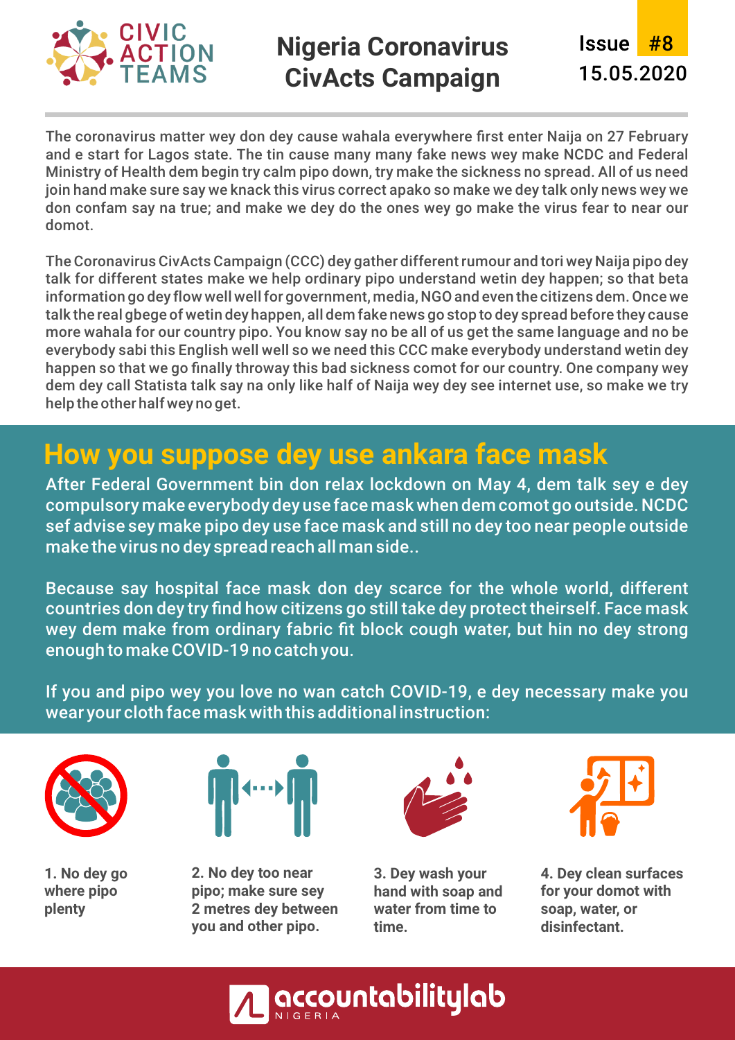CIVIC ACTION TEAMS

# Nigeria Coronavirus CivActs Campaign

Issue #8
15.05.2020

The coronavirus matter wey don dey cause wahala everywhere first enter Naija on 27 February and e start for Lagos state. The tin cause many many fake news wey make NCDC and Federal Ministry of Health dem begin try calm pipo down, try make the sickness no spread. All of us need join hand make sure say we knack this virus correct apako so make we dey talk only news wey we don confam say na true; and make we dey do the ones wey go make the virus fear to near our domot.

The Coronavirus CivActs Campaign (CCC) dey gather different rumour and tori wey Naija pipo dey talk for different states make we help ordinary pipo understand wetin dey happen; so that beta information go dey flow well well for government, media, NGO and even the citizens dem. Once we talk the real gbege of wetin dey happen, all dem fake news go stop to dey spread before they cause more wahala for our country pipo. You know say no be all of us get the same language and no be everybody sabi this English well well so we need this CCC make everybody understand wetin dey happen so that we go finally throway this bad sickness comot for our country. One company wey dem dey call Statista talk say na only like half of Naija wey dey see internet use, so make we try help the other half wey no get.

## How you suppose dey use ankara face mask

After Federal Government bin don relax lockdown on May 4, dem talk sey e dey compulsory make everybody dey use face mask when dem comot go outside. NCDC sef advise sey make pipo dey use face mask and still no dey too near people outside make the virus no dey spread reach all man side..

Because say hospital face mask don dey scarce for the whole world, different countries don dey try find how citizens go still take dey protect theirself. Face mask wey dem make from ordinary fabric fit block cough water, but hin no dey strong enough to make COVID-19 no catch you.

If you and pipo wey you love no wan catch COVID-19, e dey necessary make you wear your cloth face mask with this additional instruction:

1. **No dey go where pipo plenty**
2. **No dey too near pipo; make sure sey 2 metres dey between you and other pipo.**
3. **Dey wash your hand with soap and water from time to time.**
4. **Dey clean surfaces for your domot with soap, water, or disinfectant.**

accountabilitylab NIGERIA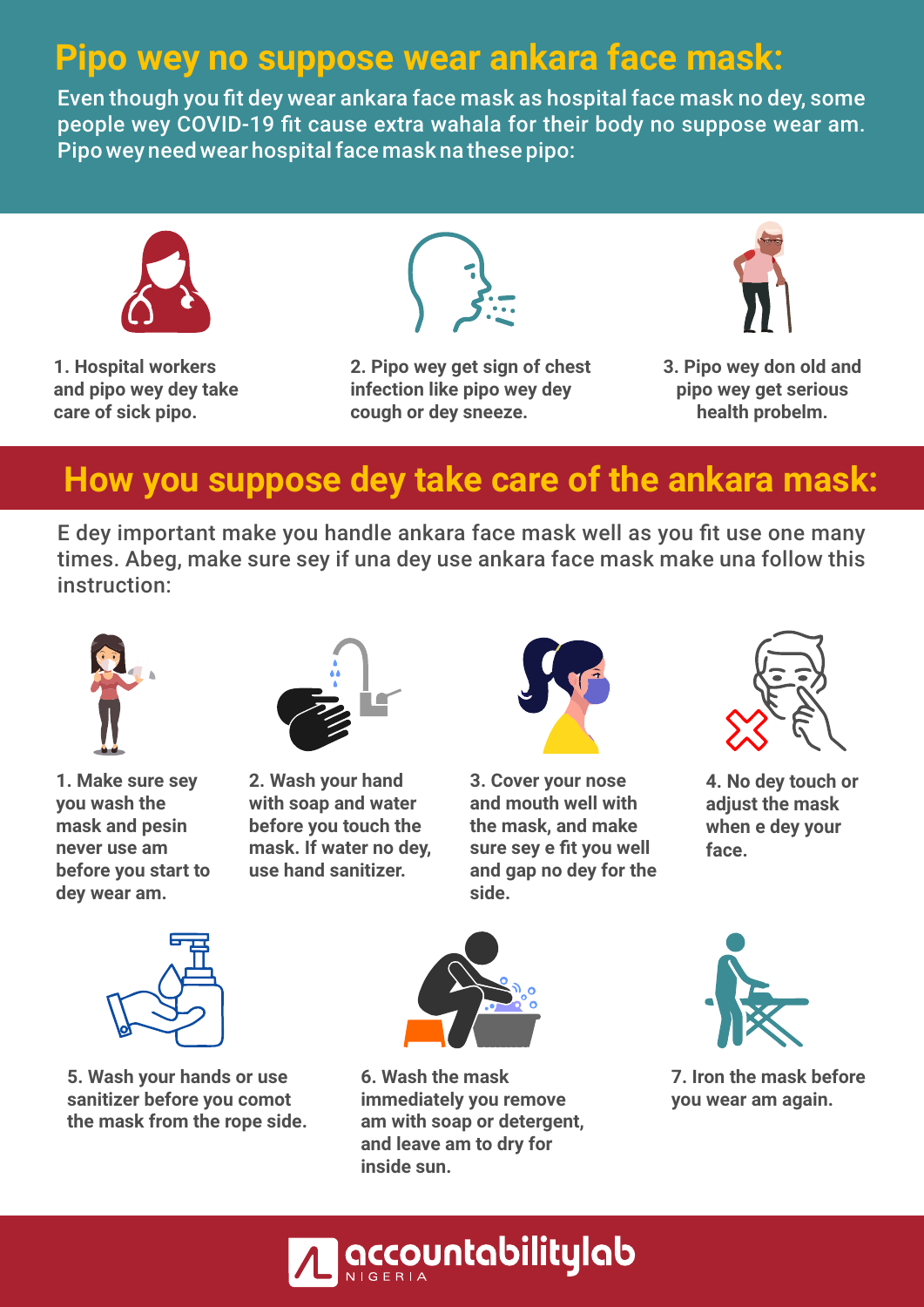## Pipo wey no suppose wear ankara face mask:

Even though you fit dey wear ankara face mask as hospital face mask no dey, some people wey COVID-19 fit cause extra wahala for their body no suppose wear am. Pipo wey need wear hospital face mask na these pipo:

1. **Hospital workers and pipo wey dey take care of sick pipo.**
2. **Pipo wey get sign of chest infection like pipo wey dey cough or dey sneeze.**
3. **Pipo wey don old and pipo wey get serious health probelm.**

## How you suppose dey take care of the ankara mask:

E dey important make you handle ankara face mask well as you fit use one many times. Abeg, make sure sey if una dey use ankara face mask make una follow this instruction:

1. **Make sure sey you wash the mask and pesin never use am before you start to dey wear am.**
2. **Wash your hand with soap and water before you touch the mask. If water no dey, use hand sanitizer.**
3. **Cover your nose and mouth well with the mask, and make sure sey e fit you well and gap no dey for the side.**
4. **No dey touch or adjust the mask when e dey your face.**
5. **Wash your hands or use sanitizer before you comot the mask from the rope side.**
6. **Wash the mask immediately you remove am with soap or detergent, and leave am to dry for inside sun.**
7. **Iron the mask before you wear am again.**

accountabilitylab NIGERIA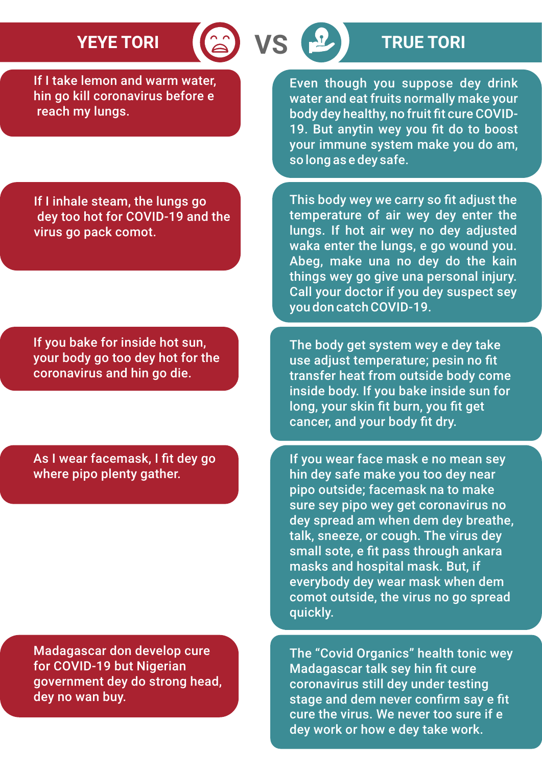| YEYE TORI | TRUE TORI |
| --- | --- |
| If I take lemon and warm water, hin go kill coronavirus before e reach my lungs. | Even though you suppose dey drink water and eat fruits normally make your body dey healthy, no fruit fit cure COVID-19. But anytin wey you fit do to boost your immune system make you do am, so long as e dey safe. |
| If I inhale steam, the lungs go dey too hot for COVID-19 and the virus go pack comot. | This body wey we carry so fit adjust the temperature of air wey dey enter the lungs. If hot air wey no dey adjusted waka enter the lungs, e go wound you. Abeg, make una no dey do the kain things wey go give una personal injury. Call your doctor if you dey suspect sey you don catch COVID-19. |
| If you bake for inside hot sun, your body go too dey hot for the coronavirus and hin go die. | The body get system wey e dey take use adjust temperature; pesin no fit transfer heat from outside body come inside body. If you bake inside sun for long, your skin fit burn, you fit get cancer, and your body fit dry. |
| As I wear facemask, I fit dey go where pipo plenty gather. | If you wear face mask e no mean sey hin dey safe make you too dey near pipo outside; facemask na to make sure sey pipo wey get coronavirus no dey spread am when dem dey breathe, talk, sneeze, or cough. The virus dey small sote, e fit pass through ankara masks and hospital mask. But, if everybody dey wear mask when dem comot outside, the virus no go spread quickly. |
| Madagascar don develop cure for COVID-19 but Nigerian government dey do strong head, dey no wan buy. | The "Covid Organics" health tonic wey Madagascar talk sey hin fit cure coronavirus still dey under testing stage and dem never confirm say e fit cure the virus. We never too sure if e dey work or how e dey take work. |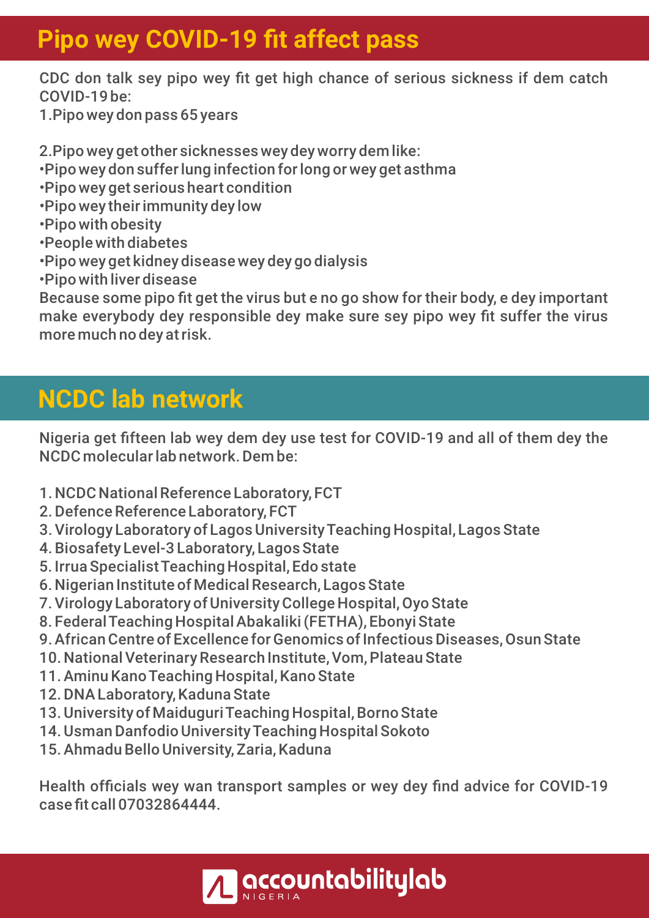## Pipo wey COVID-19 fit affect pass

CDC don talk sey pipo wey fit get high chance of serious sickness if dem catch COVID-19 be:

1. Pipo wey don pass 65 years

2. Pipo wey get other sicknesses wey dey worry dem like:

- Pipo wey don suffer lung infection for long or wey get asthma
- Pipo wey get serious heart condition
- Pipo wey their immunity dey low
- Pipo with obesity
- People with diabetes
- Pipo wey get kidney disease wey dey go dialysis
- Pipo with liver disease

Because some pipo fit get the virus but e no go show for their body, e dey important make everybody dey responsible dey make sure sey pipo wey fit suffer the virus more much no dey at risk.

## NCDC lab network

Nigeria get fifteen lab wey dem dey use test for COVID-19 and all of them dey the NCDC molecular lab network. Dem be:

1. NCDC National Reference Laboratory, FCT
2. Defence Reference Laboratory, FCT
3. Virology Laboratory of Lagos University Teaching Hospital, Lagos State
4. Biosafety Level-3 Laboratory, Lagos State
5. Irrua Specialist Teaching Hospital, Edo state
6. Nigerian Institute of Medical Research, Lagos State
7. Virology Laboratory of University College Hospital, Oyo State
8. Federal Teaching Hospital Abakaliki (FETHA), Ebonyi State
9. African Centre of Excellence for Genomics of Infectious Diseases, Osun State
10. National Veterinary Research Institute, Vom, Plateau State
11. Aminu Kano Teaching Hospital, Kano State
12. DNA Laboratory, Kaduna State
13. University of Maiduguri Teaching Hospital, Borno State
14. Usman Danfodio University Teaching Hospital Sokoto
15. Ahmadu Bello University, Zaria, Kaduna

Health officials wey wan transport samples or wey dey find advice for COVID-19 case fit call 07032864444.

accountabilitylab NIGERIA